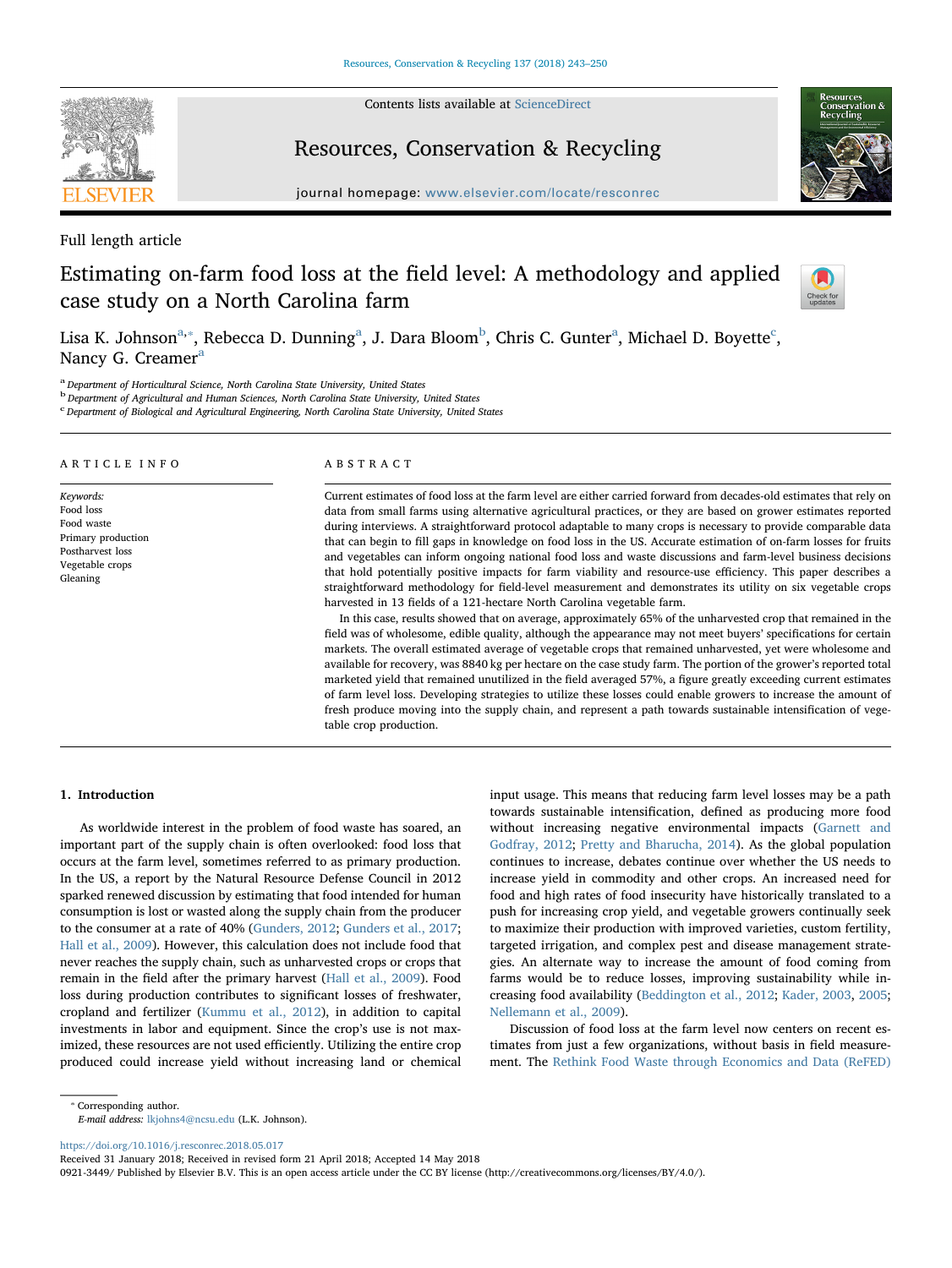Full length article

# Estimating on-farm food loss at the field level: A methodology and applied case study on a North Carolina farm

Lisa K. Johnson[a,*], Rebecca D. Dunning[a], J. Dara Bloom[b], Chris C. Gunter[a], Michael D. Boyette[c], Nancy G. Creamer[a]

[a] Department of Horticultural Science, North Carolina State University, United States
[b] Department of Agricultural and Human Sciences, North Carolina State University, United States
[c] Department of Biological and Agricultural Engineering, North Carolina State University, United States

ARTICLE INFO

*Keywords:*
Food loss
Food waste
Primary production
Postharvest loss
Vegetable crops
Gleaning

ABSTRACT

Current estimates of food loss at the farm level are either carried forward from decades-old estimates that rely on data from small farms using alternative agricultural practices, or they are based on grower estimates reported during interviews. A straightforward protocol adaptable to many crops is necessary to provide comparable data that can begin to fill gaps in knowledge on food loss in the US. Accurate estimation of on-farm losses for fruits and vegetables can inform ongoing national food loss and waste discussions and farm-level business decisions that hold potentially positive impacts for farm viability and resource-use efficiency. This paper describes a straightforward methodology for field-level measurement and demonstrates its utility on six vegetable crops harvested in 13 fields of a 121-hectare North Carolina vegetable farm.

In this case, results showed that on average, approximately 65% of the unharvested crop that remained in the field was of wholesome, edible quality, although the appearance may not meet buyers' specifications for certain markets. The overall estimated average of vegetable crops that remained unharvested, yet were wholesome and available for recovery, was 8840 kg per hectare on the case study farm. The portion of the grower's reported total marketed yield that remained unutilized in the field averaged 57%, a figure greatly exceeding current estimates of farm level loss. Developing strategies to utilize these losses could enable growers to increase the amount of fresh produce moving into the supply chain, and represent a path towards sustainable intensification of vegetable crop production.

## 1. Introduction

As worldwide interest in the problem of food waste has soared, an important part of the supply chain is often overlooked: food loss that occurs at the farm level, sometimes referred to as primary production. In the US, a report by the Natural Resource Defense Council in 2012 sparked renewed discussion by estimating that food intended for human consumption is lost or wasted along the supply chain from the producer to the consumer at a rate of 40% (Gunders, 2012; Gunders et al., 2017; Hall et al., 2009). However, this calculation does not include food that never reaches the supply chain, such as unharvested crops or crops that remain in the field after the primary harvest (Hall et al., 2009). Food loss during production contributes to significant losses of freshwater, cropland and fertilizer (Kummu et al., 2012), in addition to capital investments in labor and equipment. Since the crop's use is not maximized, these resources are not used efficiently. Utilizing the entire crop produced could increase yield without increasing land or chemical input usage. This means that reducing farm level losses may be a path towards sustainable intensification, defined as producing more food without increasing negative environmental impacts (Garnett and Godfray, 2012; Pretty and Bharucha, 2014). As the global population continues to increase, debates continue over whether the US needs to increase yield in commodity and other crops. An increased need for food and high rates of food insecurity have historically translated to a push for increasing crop yield, and vegetable growers continually seek to maximize their production with improved varieties, custom fertility, targeted irrigation, and complex pest and disease management strategies. An alternate way to increase the amount of food coming from farms would be to reduce losses, improving sustainability while increasing food availability (Beddington et al., 2012; Kader, 2003, 2005; Nellemann et al., 2009).

Discussion of food loss at the farm level now centers on recent estimates from just a few organizations, without basis in field measurement. The Rethink Food Waste through Economics and Data (ReFED)

* Corresponding author.
*E-mail address:* lkjohns4@ncsu.edu (L.K. Johnson).

https://doi.org/10.1016/j.resconrec.2018.05.017
Received 31 January 2018; Received in revised form 21 April 2018; Accepted 14 May 2018
0921-3449/ Published by Elsevier B.V. This is an open access article under the CC BY license (http://creativecommons.org/licenses/BY/4.0/).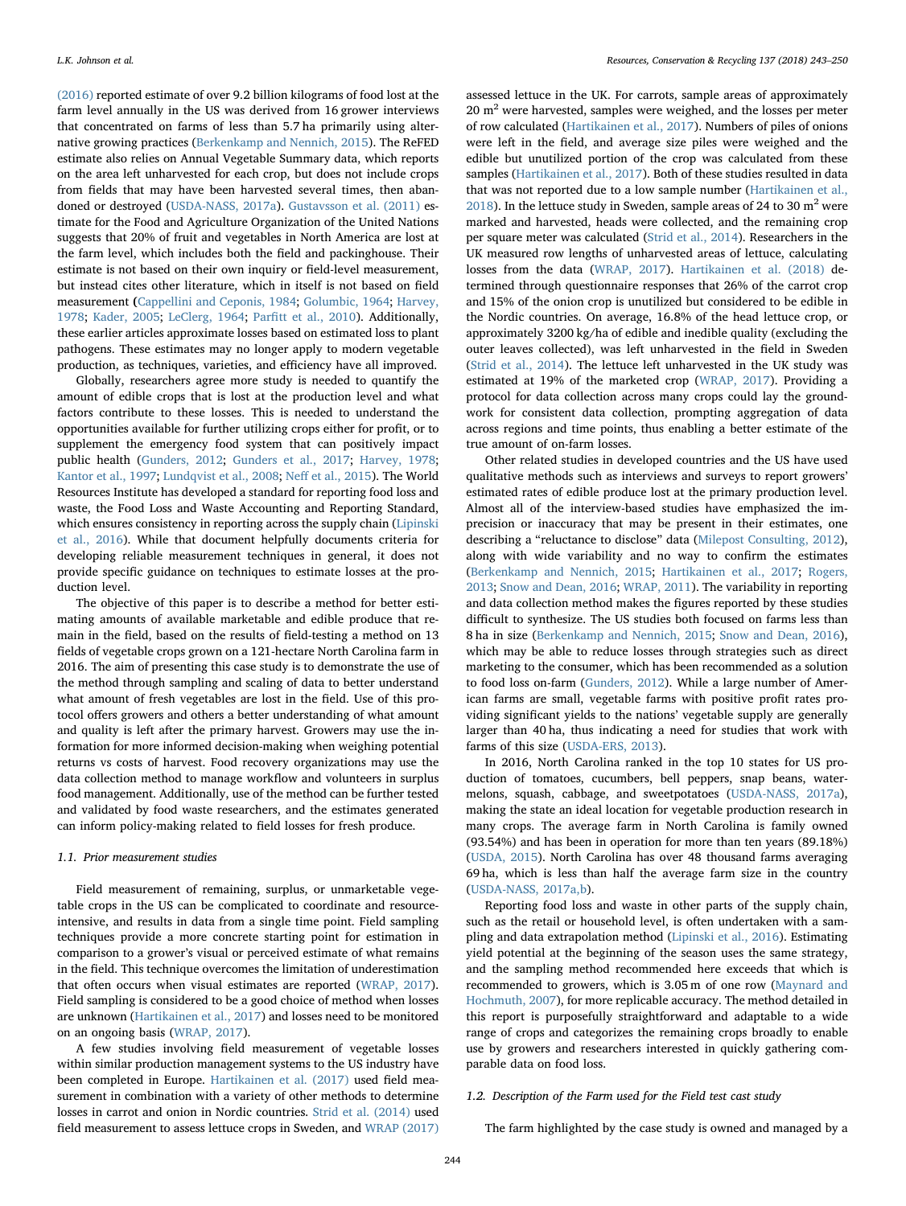(2016) reported estimate of over 9.2 billion kilograms of food lost at the farm level annually in the US was derived from 16 grower interviews that concentrated on farms of less than 5.7 ha primarily using alternative growing practices (Berkenkamp and Nennich, 2015). The ReFED estimate also relies on Annual Vegetable Summary data, which reports on the area left unharvested for each crop, but does not include crops from fields that may have been harvested several times, then abandoned or destroyed (USDA-NASS, 2017a). Gustavsson et al. (2011) estimate for the Food and Agriculture Organization of the United Nations suggests that 20% of fruit and vegetables in North America are lost at the farm level, which includes both the field and packinghouse. Their estimate is not based on their own inquiry or field-level measurement, but instead cites other literature, which in itself is not based on field measurement (Cappellini and Ceponis, 1984; Golumbic, 1964; Harvey, 1978; Kader, 2005; LeClerg, 1964; Parfitt et al., 2010). Additionally, these earlier articles approximate losses based on estimated loss to plant pathogens. These estimates may no longer apply to modern vegetable production, as techniques, varieties, and efficiency have all improved.

Globally, researchers agree more study is needed to quantify the amount of edible crops that is lost at the production level and what factors contribute to these losses. This is needed to understand the opportunities available for further utilizing crops either for profit, or to supplement the emergency food system that can positively impact public health (Gunders, 2012; Gunders et al., 2017; Harvey, 1978; Kantor et al., 1997; Lundqvist et al., 2008; Neff et al., 2015). The World Resources Institute has developed a standard for reporting food loss and waste, the Food Loss and Waste Accounting and Reporting Standard, which ensures consistency in reporting across the supply chain (Lipinski et al., 2016). While that document helpfully documents criteria for developing reliable measurement techniques in general, it does not provide specific guidance on techniques to estimate losses at the production level.

The objective of this paper is to describe a method for better estimating amounts of available marketable and edible produce that remain in the field, based on the results of field-testing a method on 13 fields of vegetable crops grown on a 121-hectare North Carolina farm in 2016. The aim of presenting this case study is to demonstrate the use of the method through sampling and scaling of data to better understand what amount of fresh vegetables are lost in the field. Use of this protocol offers growers and others a better understanding of what amount and quality is left after the primary harvest. Growers may use the information for more informed decision-making when weighing potential returns vs costs of harvest. Food recovery organizations may use the data collection method to manage workflow and volunteers in surplus food management. Additionally, use of the method can be further tested and validated by food waste researchers, and the estimates generated can inform policy-making related to field losses for fresh produce.

### 1.1. Prior measurement studies

Field measurement of remaining, surplus, or unmarketable vegetable crops in the US can be complicated to coordinate and resource-intensive, and results in data from a single time point. Field sampling techniques provide a more concrete starting point for estimation in comparison to a grower's visual or perceived estimate of what remains in the field. This technique overcomes the limitation of underestimation that often occurs when visual estimates are reported (WRAP, 2017). Field sampling is considered to be a good choice of method when losses are unknown (Hartikainen et al., 2017) and losses need to be monitored on an ongoing basis (WRAP, 2017).

A few studies involving field measurement of vegetable losses within similar production management systems to the US industry have been completed in Europe. Hartikainen et al. (2017) used field measurement in combination with a variety of other methods to determine losses in carrot and onion in Nordic countries. Strid et al. (2014) used field measurement to assess lettuce crops in Sweden, and WRAP (2017) assessed lettuce in the UK. For carrots, sample areas of approximately 20 $m^2$ were harvested, samples were weighed, and the losses per meter of row calculated (Hartikainen et al., 2017). Numbers of piles of onions were left in the field, and average size piles were weighed and the edible but unutilized portion of the crop was calculated from these samples (Hartikainen et al., 2017). Both of these studies resulted in data that was not reported due to a low sample number (Hartikainen et al., 2018). In the lettuce study in Sweden, sample areas of 24 to 30 $m^2$ were marked and harvested, heads were collected, and the remaining crop per square meter was calculated (Strid et al., 2014). Researchers in the UK measured row lengths of unharvested areas of lettuce, calculating losses from the data (WRAP, 2017). Hartikainen et al. (2018) determined through questionnaire responses that 26% of the carrot crop and 15% of the onion crop is unutilized but considered to be edible in the Nordic countries. On average, 16.8% of the head lettuce crop, or approximately 3200 kg/ha of edible and inedible quality (excluding the outer leaves collected), was left unharvested in the field in Sweden (Strid et al., 2014). The lettuce left unharvested in the UK study was estimated at 19% of the marketed crop (WRAP, 2017). Providing a protocol for data collection across many crops could lay the groundwork for consistent data collection, prompting aggregation of data across regions and time points, thus enabling a better estimate of the true amount of on-farm losses.

Other related studies in developed countries and the US have used qualitative methods such as interviews and surveys to report growers' estimated rates of edible produce lost at the primary production level. Almost all of the interview-based studies have emphasized the imprecision or inaccuracy that may be present in their estimates, one describing a "reluctance to disclose" data (Milepost Consulting, 2012), along with wide variability and no way to confirm the estimates (Berkenkamp and Nennich, 2015; Hartikainen et al., 2017; Rogers, 2013; Snow and Dean, 2016; WRAP, 2011). The variability in reporting and data collection method makes the figures reported by these studies difficult to synthesize. The US studies both focused on farms less than 8 ha in size (Berkenkamp and Nennich, 2015; Snow and Dean, 2016), which may be able to reduce losses through strategies such as direct marketing to the consumer, which has been recommended as a solution to food loss on-farm (Gunders, 2012). While a large number of American farms are small, vegetable farms with positive profit rates providing significant yields to the nations' vegetable supply are generally larger than 40 ha, thus indicating a need for studies that work with farms of this size (USDA-ERS, 2013).

In 2016, North Carolina ranked in the top 10 states for US production of tomatoes, cucumbers, bell peppers, snap beans, watermelons, squash, cabbage, and sweetpotatoes (USDA-NASS, 2017a), making the state an ideal location for vegetable production research in many crops. The average farm in North Carolina is family owned (93.54%) and has been in operation for more than ten years (89.18%) (USDA, 2015). North Carolina has over 48 thousand farms averaging 69 ha, which is less than half the average farm size in the country (USDA-NASS, 2017a,b).

Reporting food loss and waste in other parts of the supply chain, such as the retail or household level, is often undertaken with a sampling and data extrapolation method (Lipinski et al., 2016). Estimating yield potential at the beginning of the season uses the same strategy, and the sampling method recommended here exceeds that which is recommended to growers, which is 3.05 m of one row (Maynard and Hochmuth, 2007), for more replicable accuracy. The method detailed in this report is purposefully straightforward and adaptable to a wide range of crops and categorizes the remaining crops broadly to enable use by growers and researchers interested in quickly gathering comparable data on food loss.

### 1.2. Description of the Farm used for the Field test cast study

The farm highlighted by the case study is owned and managed by a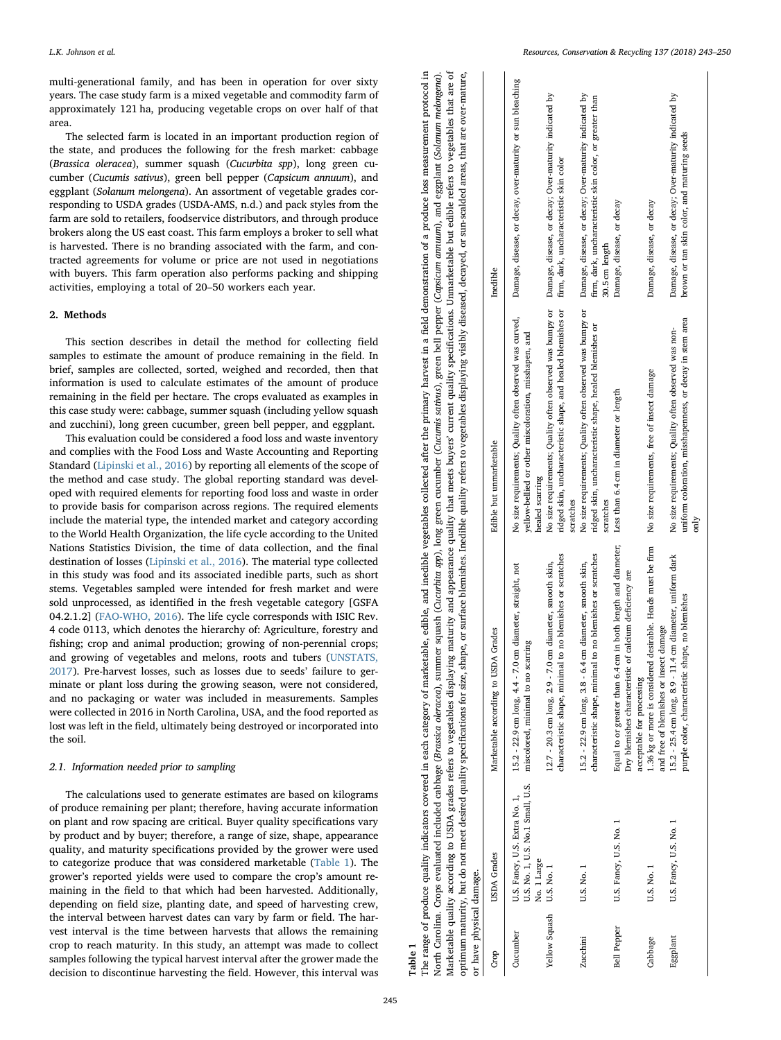multi-generational family, and has been in operation for over sixty years. The case study farm is a mixed vegetable and commodity farm of approximately 121 ha, producing vegetable crops on over half of that area.

The selected farm is located in an important production region of the state, and produces the following for the fresh market: cabbage (*Brassica oleracea*), summer squash (*Cucurbita spp*), long green cucumber (*Cucumis sativus*), green bell pepper (*Capsicum annuum*), and eggplant (*Solanum melongena*). An assortment of vegetable grades corresponding to USDA grades (USDA-AMS, n.d.) and pack styles from the farm are sold to retailers, foodservice distributors, and through produce brokers along the US east coast. This farm employs a broker to sell what is harvested. There is no branding associated with the farm, and contracted agreements for volume or price are not used in negotiations with buyers. This farm operation also performs packing and shipping activities, employing a total of 20–50 workers each year.

## 2. Methods

This section describes in detail the method for collecting field samples to estimate the amount of produce remaining in the field. In brief, samples are collected, sorted, weighed and recorded, then that information is used to calculate estimates of the amount of produce remaining in the field per hectare. The crops evaluated as examples in this case study were: cabbage, summer squash (including yellow squash and zucchini), long green cucumber, green bell pepper, and eggplant.

This evaluation could be considered a food loss and waste inventory and complies with the Food Loss and Waste Accounting and Reporting Standard (Lipinski et al., 2016) by reporting all elements of the scope of the method and case study. The global reporting standard was developed with required elements for reporting food loss and waste in order to provide basis for comparison across regions. The required elements include the material type, the intended market and category according to the World Health Organization, the life cycle according to the United Nations Statistics Division, the time of data collection, and the final destination of losses (Lipinski et al., 2016). The material type collected in this study was food and its associated inedible parts, such as short stems. Vegetables sampled were intended for fresh market and were sold unprocessed, as identified in the fresh vegetable category [GSFA 04.2.1.2] (FAO-WHO, 2016). The life cycle corresponds with ISIC Rev. 4 code 0113, which denotes the hierarchy of: Agriculture, forestry and fishing; crop and animal production; growing of non-perennial crops; and growing of vegetables and melons, roots and tubers (UNSTATS, 2017). Pre-harvest losses, such as losses due to seeds' failure to germinate or plant loss during the growing season, were not considered, and no packaging or water was included in measurements. Samples were collected in 2016 in North Carolina, USA, and the food reported as lost was left in the field, ultimately being destroyed or incorporated into the soil.

### 2.1. Information needed prior to sampling

The calculations used to generate estimates are based on kilograms of produce remaining per plant; therefore, having accurate information on plant and row spacing are critical. Buyer quality specifications vary by product and by buyer; therefore, a range of size, shape, appearance quality, and maturity specifications provided by the grower were used to categorize produce that was considered marketable (Table 1). The grower's reported yields were used to compare the crop's amount remaining in the field to that which had been harvested. Additionally, depending on field size, planting date, and speed of harvesting crew, the interval between harvest dates can vary by farm or field. The harvest interval is the time between harvests that allows the remaining crop to reach maturity. In this study, an attempt was made to collect samples following the typical harvest interval after the grower made the decision to discontinue harvesting the field. However, this interval was

**Table 1**
The range of produce quality indicators covered in each category of marketable, edible, and inedible vegetables collected after the primary harvest in a field demonstration of a produce loss measurement protocol in North Carolina. Crops evaluated included cabbage (*Brassica oleracea*), summer squash (*Cucurbita spp*), long green cucumber (*Cucumis sativus*), green bell pepper (*Capsicum annuum*), and eggplant (*Solanum melongena*). Marketable quality according to USDA grades refers to vegetables displaying maturity and appearance quality that meets buyers' current quality specifications. Unmarketable but edible refers to vegetables that are of optimum maturity, but do not meet desired quality specifications for size, shape, or surface blemishes. Inedible quality refers to vegetables displaying visibly diseased, decayed, or sun-scalded areas, that are over-mature, or have physical damage.

| Crop | USDA Grades | Marketable according to USDA Grades | Edible but unmarketable | Inedible |
|---|---|---|---|---|
| Cucumber | U.S. Fancy, U.S. Extra No. 1, U.S. No. 1, U.S. No.1 Small, U.S. No. 1 Large | 15.2 - 22.9 cm long, 4.4 - 7.0 cm diameter, straight, not miscolored, minimal to no scarring | No size requirements; Quality often observed was curved, yellow-bellied or other miscoloration, misshapen, and healed scarring | Damage, disease, or decay, over-maturity or sun bleaching |
| Yellow Squash | U.S. No. 1 | 12.7 - 20.3 cm long, 2.9 - 7.0 cm diameter, smooth skin, characteristic shape, minimal to no blemishes or scratches | No size requirements; Quality often observed was bumpy or ridged skin, uncharacteristic shape, and healed blemishes or scratches | Damage, disease, or decay; Over-maturity indicated by firm, dark, uncharacteristic skin color |
| Zucchini | U.S. No. 1 | 15.2 - 22.9 cm long, 3.8 - 6.4 cm diameter, smooth skin, characteristic shape, minimal to no blemishes or scratches | No size requirements; Quality often observed was bumpy or ridged skin, uncharacteristic shape, healed blemishes or scratches | Damage, disease, or decay; Over-maturity indicated by firm, dark, uncharacteristic skin color, or greater than 30.5 cm length |
| Bell Pepper | U.S. Fancy, U.S. No. 1 | Equal to or greater than 6.4 cm in both length and diameter; Dry blemishes characteristic of calcium deficiency are acceptable for processing | Less than 6.4 cm in diameter or length | Damage, disease, or decay |
| Cabbage | U.S. No. 1 | 1.36 kg or more is considered desirable. Heads must be firm and free of blemishes or insect damage | No size requirements, free of insect damage | Damage, disease, or decay |
| Eggplant | U.S. Fancy, U.S. No. 1 | 15.2 - 25.4 cm long, 8.9 - 11.4 cm diameter, uniform dark purple color, characteristic shape, no blemishes | No size requirements; Quality often observed was non-uniform coloration, misshapenness, or decay in stem area only | Damage, disease, or decay; Over-maturity indicated by brown or tan skin color, and maturing seeds |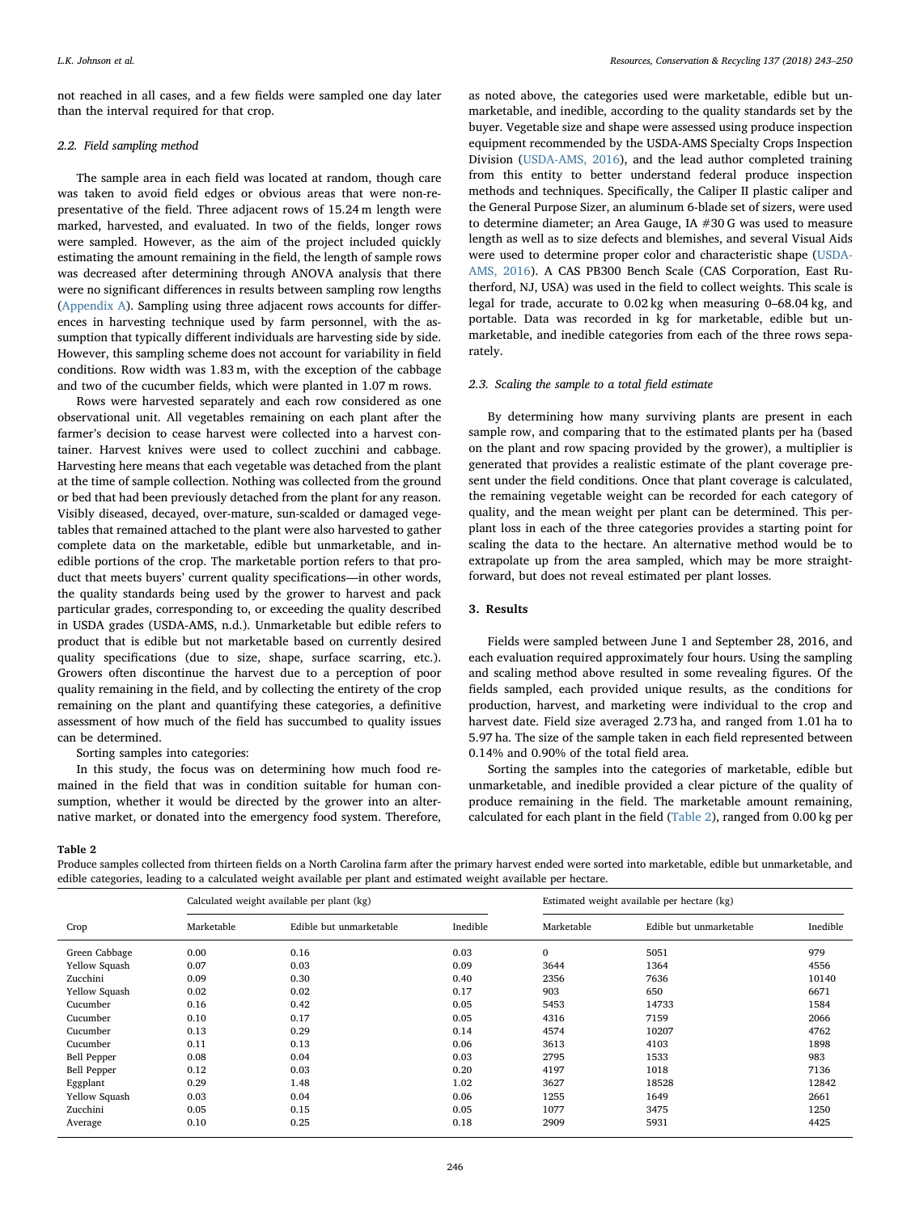not reached in all cases, and a few fields were sampled one day later than the interval required for that crop.

### 2.2. Field sampling method

The sample area in each field was located at random, though care was taken to avoid field edges or obvious areas that were non-representative of the field. Three adjacent rows of 15.24 m length were marked, harvested, and evaluated. In two of the fields, longer rows were sampled. However, as the aim of the project included quickly estimating the amount remaining in the field, the length of sample rows was decreased after determining through ANOVA analysis that there were no significant differences in results between sampling row lengths (Appendix A). Sampling using three adjacent rows accounts for differences in harvesting technique used by farm personnel, with the assumption that typically different individuals are harvesting side by side. However, this sampling scheme does not account for variability in field conditions. Row width was 1.83 m, with the exception of the cabbage and two of the cucumber fields, which were planted in 1.07 m rows.

Rows were harvested separately and each row considered as one observational unit. All vegetables remaining on each plant after the farmer's decision to cease harvest were collected into a harvest container. Harvest knives were used to collect zucchini and cabbage. Harvesting here means that each vegetable was detached from the plant at the time of sample collection. Nothing was collected from the ground or bed that had been previously detached from the plant for any reason. Visibly diseased, decayed, over-mature, sun-scalded or damaged vegetables that remained attached to the plant were also harvested to gather complete data on the marketable, edible but unmarketable, and inedible portions of the crop. The marketable portion refers to that product that meets buyers' current quality specifications—in other words, the quality standards being used by the grower to harvest and pack particular grades, corresponding to, or exceeding the quality described in USDA grades (USDA-AMS, n.d.). Unmarketable but edible refers to product that is edible but not marketable based on currently desired quality specifications (due to size, shape, surface scarring, etc.). Growers often discontinue the harvest due to a perception of poor quality remaining in the field, and by collecting the entirety of the crop remaining on the plant and quantifying these categories, a definitive assessment of how much of the field has succumbed to quality issues can be determined.

Sorting samples into categories:

In this study, the focus was on determining how much food remained in the field that was in condition suitable for human consumption, whether it would be directed by the grower into an alternative market, or donated into the emergency food system. Therefore, as noted above, the categories used were marketable, edible but unmarketable, and inedible, according to the quality standards set by the buyer. Vegetable size and shape were assessed using produce inspection equipment recommended by the USDA-AMS Specialty Crops Inspection Division (USDA-AMS, 2016), and the lead author completed training from this entity to better understand federal produce inspection methods and techniques. Specifically, the Caliper II plastic caliper and the General Purpose Sizer, an aluminum 6-blade set of sizers, were used to determine diameter; an Area Gauge, IA #30 G was used to measure length as well as to size defects and blemishes, and several Visual Aids were used to determine proper color and characteristic shape (USDA-AMS, 2016). A CAS PB300 Bench Scale (CAS Corporation, East Rutherford, NJ, USA) was used in the field to collect weights. This scale is legal for trade, accurate to 0.02 kg when measuring 0–68.04 kg, and portable. Data was recorded in kg for marketable, edible but unmarketable, and inedible categories from each of the three rows separately.

### 2.3. Scaling the sample to a total field estimate

By determining how many surviving plants are present in each sample row, and comparing that to the estimated plants per ha (based on the plant and row spacing provided by the grower), a multiplier is generated that provides a realistic estimate of the plant coverage present under the field conditions. Once that plant coverage is calculated, the remaining vegetable weight can be recorded for each category of quality, and the mean weight per plant can be determined. This per-plant loss in each of the three categories provides a starting point for scaling the data to the hectare. An alternative method would be to extrapolate up from the area sampled, which may be more straightforward, but does not reveal estimated per plant losses.

## 3. Results

Fields were sampled between June 1 and September 28, 2016, and each evaluation required approximately four hours. Using the sampling and scaling method above resulted in some revealing figures. Of the fields sampled, each provided unique results, as the conditions for production, harvest, and marketing were individual to the crop and harvest date. Field size averaged 2.73 ha, and ranged from 1.01 ha to 5.97 ha. The size of the sample taken in each field represented between 0.14% and 0.90% of the total field area.

Sorting the samples into the categories of marketable, edible but unmarketable, and inedible provided a clear picture of the quality of produce remaining in the field. The marketable amount remaining, calculated for each plant in the field (Table 2), ranged from 0.00 kg per

**Table 2**
Produce samples collected from thirteen fields on a North Carolina farm after the primary harvest ended were sorted into marketable, edible but unmarketable, and edible categories, leading to a calculated weight available per plant and estimated weight available per hectare.

| Crop | Calculated weight available per plant (kg) | | | Estimated weight available per hectare (kg) | | |
|---|---|---|---|---|---|---|
| | Marketable | Edible but unmarketable | Inedible | Marketable | Edible but unmarketable | Inedible |
| Green Cabbage | 0.00 | 0.16 | 0.03 | 0 | 5051 | 979 |
| Yellow Squash | 0.07 | 0.03 | 0.09 | 3644 | 1364 | 4556 |
| Zucchini | 0.09 | 0.30 | 0.40 | 2356 | 7636 | 10140 |
| Yellow Squash | 0.02 | 0.02 | 0.17 | 903 | 650 | 6671 |
| Cucumber | 0.16 | 0.42 | 0.05 | 5453 | 14733 | 1584 |
| Cucumber | 0.10 | 0.17 | 0.05 | 4316 | 7159 | 2066 |
| Cucumber | 0.13 | 0.29 | 0.14 | 4574 | 10207 | 4762 |
| Cucumber | 0.11 | 0.13 | 0.06 | 3613 | 4103 | 1898 |
| Bell Pepper | 0.08 | 0.04 | 0.03 | 2795 | 1533 | 983 |
| Bell Pepper | 0.12 | 0.03 | 0.20 | 4197 | 1018 | 7136 |
| Eggplant | 0.29 | 1.48 | 1.02 | 3627 | 18528 | 12842 |
| Yellow Squash | 0.03 | 0.04 | 0.06 | 1255 | 1649 | 2661 |
| Zucchini | 0.05 | 0.15 | 0.05 | 1077 | 3475 | 1250 |
| Average | 0.10 | 0.25 | 0.18 | 2909 | 5931 | 4425 |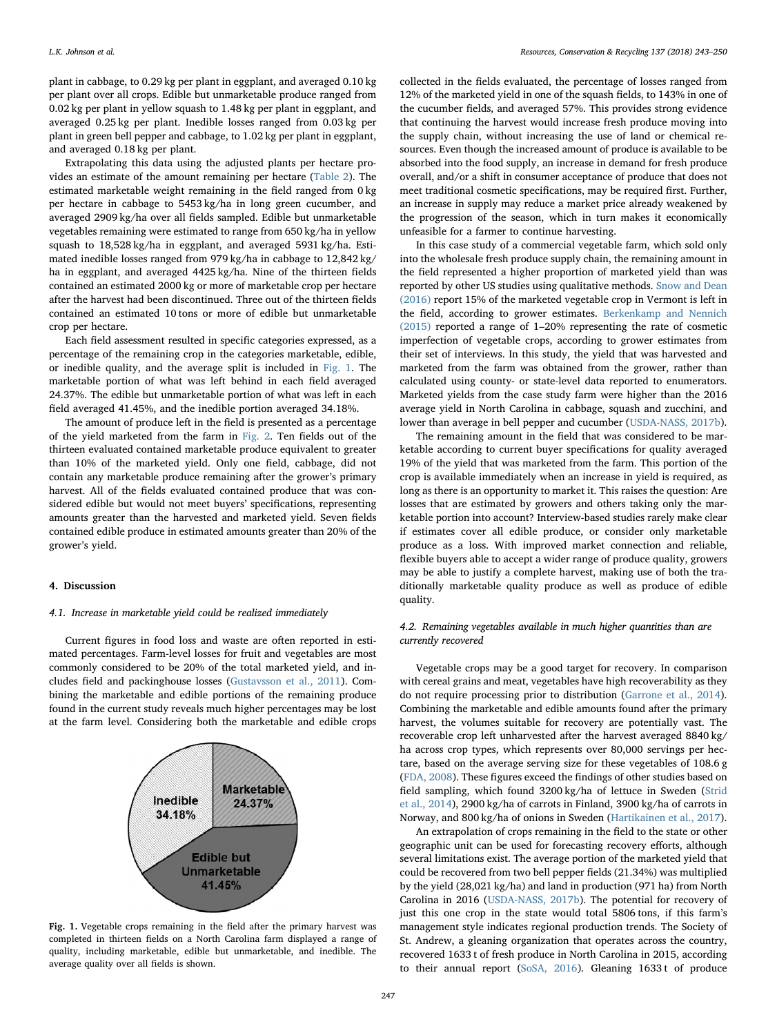plant in cabbage, to 0.29 kg per plant in eggplant, and averaged 0.10 kg per plant over all crops. Edible but unmarketable produce ranged from 0.02 kg per plant in yellow squash to 1.48 kg per plant in eggplant, and averaged 0.25 kg per plant. Inedible losses ranged from 0.03 kg per plant in green bell pepper and cabbage, to 1.02 kg per plant in eggplant, and averaged 0.18 kg per plant.

Extrapolating this data using the adjusted plants per hectare provides an estimate of the amount remaining per hectare (Table 2). The estimated marketable weight remaining in the field ranged from 0 kg per hectare in cabbage to 5453 kg/ha in long green cucumber, and averaged 2909 kg/ha over all fields sampled. Edible but unmarketable vegetables remaining were estimated to range from 650 kg/ha in yellow squash to 18,528 kg/ha in eggplant, and averaged 5931 kg/ha. Estimated inedible losses ranged from 979 kg/ha in cabbage to 12,842 kg/ha in eggplant, and averaged 4425 kg/ha. Nine of the thirteen fields contained an estimated 2000 kg or more of marketable crop per hectare after the harvest had been discontinued. Three out of the thirteen fields contained an estimated 10 tons or more of edible but unmarketable crop per hectare.

Each field assessment resulted in specific categories expressed, as a percentage of the remaining crop in the categories marketable, edible, or inedible quality, and the average split is included in Fig. 1. The marketable portion of what was left behind in each field averaged 24.37%. The edible but unmarketable portion of what was left in each field averaged 41.45%, and the inedible portion averaged 34.18%.

The amount of produce left in the field is presented as a percentage of the yield marketed from the farm in Fig. 2. Ten fields out of the thirteen evaluated contained marketable produce equivalent to greater than 10% of the marketed yield. Only one field, cabbage, did not contain any marketable produce remaining after the grower's primary harvest. All of the fields evaluated contained produce that was considered edible but would not meet buyers' specifications, representing amounts greater than the harvested and marketed yield. Seven fields contained edible produce in estimated amounts greater than 20% of the grower's yield.

## 4. Discussion

### 4.1. Increase in marketable yield could be realized immediately

Current figures in food loss and waste are often reported in estimated percentages. Farm-level losses for fruit and vegetables are most commonly considered to be 20% of the total marketed yield, and includes field and packinghouse losses (Gustavsson et al., 2011). Combining the marketable and edible portions of the remaining produce found in the current study reveals much higher percentages may be lost at the farm level. Considering both the marketable and edible crops

Fig. 1. Vegetable crops remaining in the field after the primary harvest was completed in thirteen fields on a North Carolina farm displayed a range of quality, including marketable, edible but unmarketable, and inedible. The average quality over all fields is shown.

collected in the fields evaluated, the percentage of losses ranged from 12% of the marketed yield in one of the squash fields, to 143% in one of the cucumber fields, and averaged 57%. This provides strong evidence that continuing the harvest would increase fresh produce moving into the supply chain, without increasing the use of land or chemical resources. Even though the increased amount of produce is available to be absorbed into the food supply, an increase in demand for fresh produce overall, and/or a shift in consumer acceptance of produce that does not meet traditional cosmetic specifications, may be required first. Further, an increase in supply may reduce a market price already weakened by the progression of the season, which in turn makes it economically unfeasible for a farmer to continue harvesting.

In this case study of a commercial vegetable farm, which sold only into the wholesale fresh produce supply chain, the remaining amount in the field represented a higher proportion of marketed yield than was reported by other US studies using qualitative methods. Snow and Dean (2016) report 15% of the marketed vegetable crop in Vermont is left in the field, according to grower estimates. Berkenkamp and Nennich (2015) reported a range of 1–20% representing the rate of cosmetic imperfection of vegetable crops, according to grower estimates from their set of interviews. In this study, the yield that was harvested and marketed from the farm was obtained from the grower, rather than calculated using county- or state-level data reported to enumerators. Marketed yields from the case study farm were higher than the 2016 average yield in North Carolina in cabbage, squash and zucchini, and lower than average in bell pepper and cucumber (USDA-NASS, 2017b).

The remaining amount in the field that was considered to be marketable according to current buyer specifications for quality averaged 19% of the yield that was marketed from the farm. This portion of the crop is available immediately when an increase in yield is required, as long as there is an opportunity to market it. This raises the question: Are losses that are estimated by growers and others taking only the marketable portion into account? Interview-based studies rarely make clear if estimates cover all edible produce, or consider only marketable produce as a loss. With improved market connection and reliable, flexible buyers able to accept a wider range of produce quality, growers may be able to justify a complete harvest, making use of both the traditionally marketable quality produce as well as produce of edible quality.

### 4.2. Remaining vegetables available in much higher quantities than are currently recovered

Vegetable crops may be a good target for recovery. In comparison with cereal grains and meat, vegetables have high recoverability as they do not require processing prior to distribution (Garrone et al., 2014). Combining the marketable and edible amounts found after the primary harvest, the volumes suitable for recovery are potentially vast. The recoverable crop left unharvested after the harvest averaged 8840 kg/ha across crop types, which represents over 80,000 servings per hectare, based on the average serving size for these vegetables of 108.6 g (FDA, 2008). These figures exceed the findings of other studies based on field sampling, which found 3200 kg/ha of lettuce in Sweden (Strid et al., 2014), 2900 kg/ha of carrots in Finland, 3900 kg/ha of carrots in Norway, and 800 kg/ha of onions in Sweden (Hartikainen et al., 2017).

An extrapolation of crops remaining in the field to the state or other geographic unit can be used for forecasting recovery efforts, although several limitations exist. The average portion of the marketed yield that could be recovered from two bell pepper fields (21.34%) was multiplied by the yield (28,021 kg/ha) and land in production (971 ha) from North Carolina in 2016 (USDA-NASS, 2017b). The potential for recovery of just this one crop in the state would total 5806 tons, if this farm's management style indicates regional production trends. The Society of St. Andrew, a gleaning organization that operates across the country, recovered 1633 t of fresh produce in North Carolina in 2015, according to their annual report (SoSA, 2016). Gleaning 1633 t of produce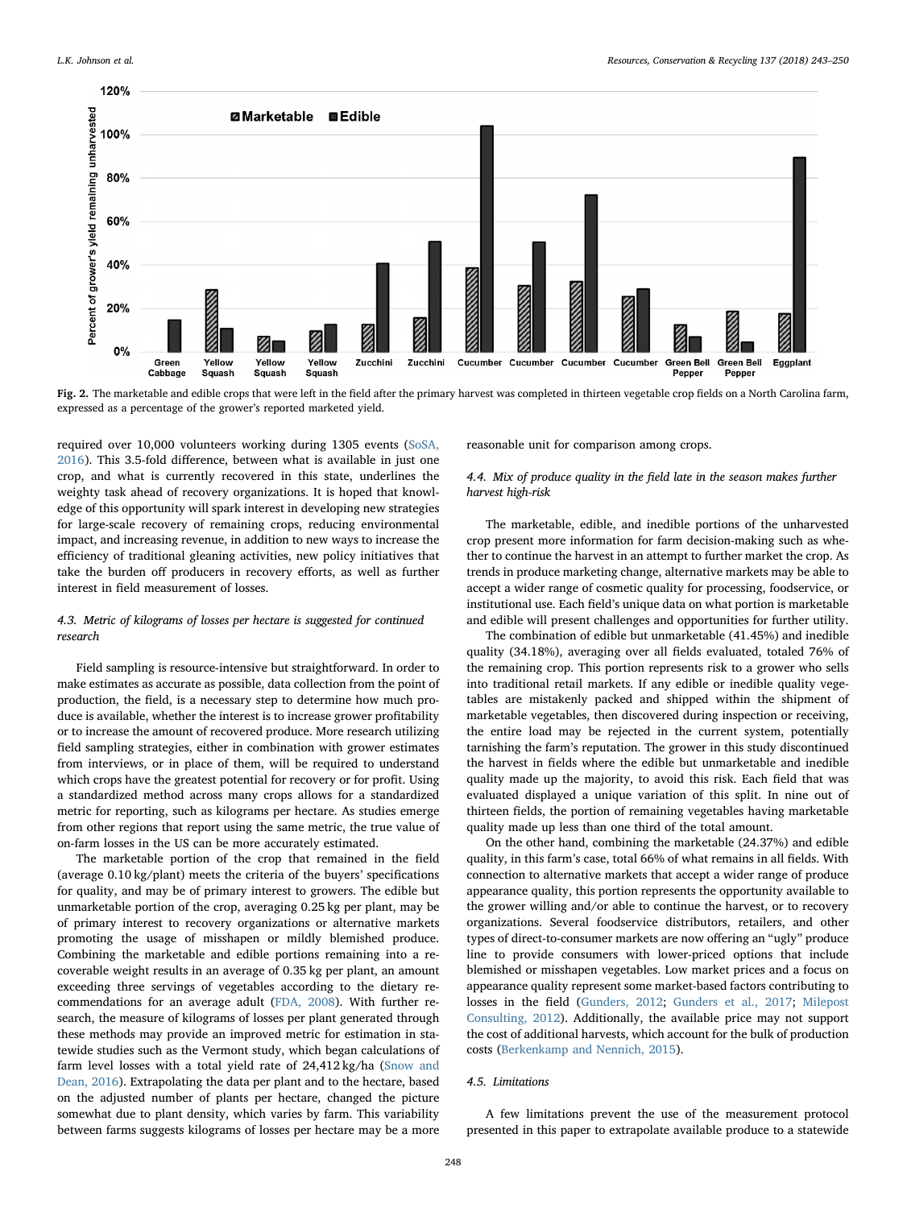120%

100%

80%

60%

40%

20%

0%

Percent of grower's yield remaining unharvested

Marketable   Edible

Green Cabbage   Yellow Squash   Yellow Squash   Yellow Squash   Zucchini   Zucchini   Cucumber   Cucumber   Cucumber   Cucumber   Green Bell Pepper   Green Bell Pepper   Eggplant

**Fig. 2.** The marketable and edible crops that were left in the field after the primary harvest was completed in thirteen vegetable crop fields on a North Carolina farm, expressed as a percentage of the grower's reported marketed yield.

required over 10,000 volunteers working during 1305 events (SoSA, 2016). This 3.5-fold difference, between what is available in just one crop, and what is currently recovered in this state, underlines the weighty task ahead of recovery organizations. It is hoped that knowledge of this opportunity will spark interest in developing new strategies for large-scale recovery of remaining crops, reducing environmental impact, and increasing revenue, in addition to new ways to increase the efficiency of traditional gleaning activities, new policy initiatives that take the burden off producers in recovery efforts, as well as further interest in field measurement of losses.

### 4.3. Metric of kilograms of losses per hectare is suggested for continued research

Field sampling is resource-intensive but straightforward. In order to make estimates as accurate as possible, data collection from the point of production, the field, is a necessary step to determine how much produce is available, whether the interest is to increase grower profitability or to increase the amount of recovered produce. More research utilizing field sampling strategies, either in combination with grower estimates from interviews, or in place of them, will be required to understand which crops have the greatest potential for recovery or for profit. Using a standardized method across many crops allows for a standardized metric for reporting, such as kilograms per hectare. As studies emerge from other regions that report using the same metric, the true value of on-farm losses in the US can be more accurately estimated.

The marketable portion of the crop that remained in the field (average 0.10 kg/plant) meets the criteria of the buyers' specifications for quality, and may be of primary interest to growers. The edible but unmarketable portion of the crop, averaging 0.25 kg per plant, may be of primary interest to recovery organizations or alternative markets promoting the usage of misshapen or mildly blemished produce. Combining the marketable and edible portions remaining into a recoverable weight results in an average of 0.35 kg per plant, an amount exceeding three servings of vegetables according to the dietary recommendations for an average adult (FDA, 2008). With further research, the measure of kilograms of losses per plant generated through these methods may provide an improved metric for estimation in statewide studies such as the Vermont study, which began calculations of farm level losses with a total yield rate of 24,412 kg/ha (Snow and Dean, 2016). Extrapolating the data per plant and to the hectare, based on the adjusted number of plants per hectare, changed the picture somewhat due to plant density, which varies by farm. This variability between farms suggests kilograms of losses per hectare may be a more reasonable unit for comparison among crops.

### 4.4. Mix of produce quality in the field late in the season makes further harvest high-risk

The marketable, edible, and inedible portions of the unharvested crop present more information for farm decision-making such as whether to continue the harvest in an attempt to further market the crop. As trends in produce marketing change, alternative markets may be able to accept a wider range of cosmetic quality for processing, foodservice, or institutional use. Each field's unique data on what portion is marketable and edible will present challenges and opportunities for further utility.

The combination of edible but unmarketable (41.45%) and inedible quality (34.18%), averaging over all fields evaluated, totaled 76% of the remaining crop. This portion represents risk to a grower who sells into traditional retail markets. If any edible or inedible quality vegetables are mistakenly packed and shipped within the shipment of marketable vegetables, then discovered during inspection or receiving, the entire load may be rejected in the current system, potentially tarnishing the farm's reputation. The grower in this study discontinued the harvest in fields where the edible but unmarketable and inedible quality made up the majority, to avoid this risk. Each field that was evaluated displayed a unique variation of this split. In nine out of thirteen fields, the portion of remaining vegetables having marketable quality made up less than one third of the total amount.

On the other hand, combining the marketable (24.37%) and edible quality, in this farm's case, total 66% of what remains in all fields. With connection to alternative markets that accept a wider range of produce appearance quality, this portion represents the opportunity available to the grower while and/or able to continue the harvest, or to recovery organizations. Several foodservice distributors, retailers, and other types of direct-to-consumer markets are now offering an "ugly" produce line to provide consumers with lower-priced options that include blemished or misshapen vegetables. Low market prices and a focus on appearance quality represent some market-based factors contributing to losses in the field (Gunders, 2012; Gunders et al., 2017; Milepost Consulting, 2012). Additionally, the available price may not support the cost of additional harvests, which account for the bulk of production costs (Berkenkamp and Nennich, 2015).

### 4.5. Limitations

A few limitations prevent the use of the measurement protocol presented in this paper to extrapolate available produce to a statewide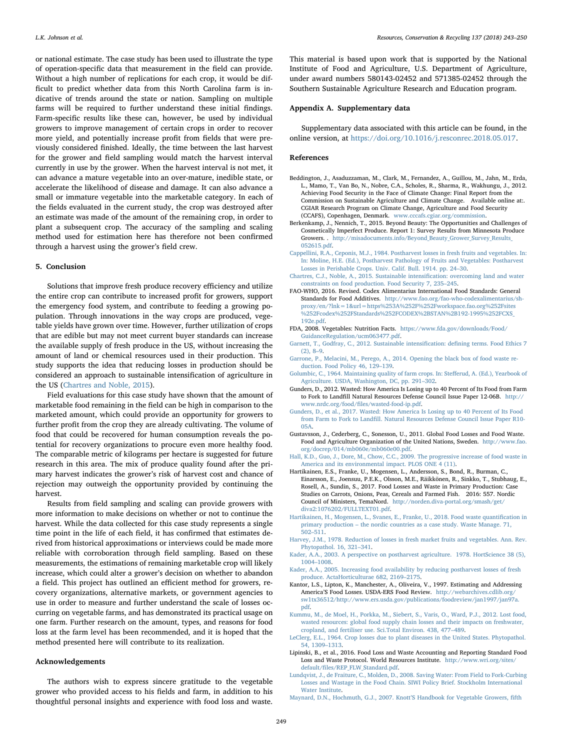or national estimate. The case study has been used to illustrate the type of operation-specific data that measurement in the field can provide. Without a high number of replications for each crop, it would be difficult to predict whether data from this North Carolina farm is indicative of trends around the state or nation. Sampling on multiple farms will be required to further understand these initial findings. Farm-specific results like these can, however, be used by individual growers to improve management of certain crops in order to recover more yield, and potentially increase profit from fields that were previously considered finished. Ideally, the time between the last harvest for the grower and field sampling would match the harvest interval currently in use by the grower. When the harvest interval is not met, it can advance a mature vegetable into an over-mature, inedible state, or accelerate the likelihood of disease and damage. It can also advance a small or immature vegetable into the marketable category. In each of the fields evaluated in the current study, the crop was destroyed after an estimate was made of the amount of the remaining crop, in order to plant a subsequent crop. The accuracy of the sampling and scaling method used for estimation here has therefore not been confirmed through a harvest using the grower's field crew.

## 5. Conclusion

Solutions that improve fresh produce recovery efficiency and utilize the entire crop can contribute to increased profit for growers, support the emergency food system, and contribute to feeding a growing population. Through innovations in the way crops are produced, vegetable yields have grown over time. However, further utilization of crops that are edible but may not meet current buyer standards can increase the available supply of fresh produce in the US, without increasing the amount of land or chemical resources used in their production. This study supports the idea that reducing losses in production should be considered an approach to sustainable intensification of agriculture in the US (Chartres and Noble, 2015).

Field evaluations for this case study have shown that the amount of marketable food remaining in the field can be high in comparison to the marketed amount, which could provide an opportunity for growers to further profit from the crop they are already cultivating. The volume of food that could be recovered for human consumption reveals the potential for recovery organizations to procure even more healthy food. The comparable metric of kilograms per hectare is suggested for future research in this area. The mix of produce quality found after the primary harvest indicates the grower's risk of harvest cost and chance of rejection may outweigh the opportunity provided by continuing the harvest.

Results from field sampling and scaling can provide growers with more information to make decisions on whether or not to continue the harvest. While the data collected for this case study represents a single time point in the life of each field, it has confirmed that estimates derived from historical approximations or interviews could be made more reliable with corroboration through field sampling. Based on these measurements, the estimations of remaining marketable crop will likely increase, which could alter a grower's decision on whether to abandon a field. This project has outlined an efficient method for growers, recovery organizations, alternative markets, or government agencies to use in order to measure and further understand the scale of losses occurring on vegetable farms, and has demonstrated its practical usage on one farm. Further research on the amount, types, and reasons for food loss at the farm level has been recommended, and it is hoped that the method presented here will contribute to its realization.

## Acknowledgements

The authors wish to express sincere gratitude to the vegetable grower who provided access to his fields and farm, in addition to his thoughtful personal insights and experience with food loss and waste. This material is based upon work that is supported by the National Institute of Food and Agriculture, U.S. Department of Agriculture, under award numbers 580143-02452 and 571385-02452 through the Southern Sustainable Agriculture Research and Education program.

## Appendix A. Supplementary data

Supplementary data associated with this article can be found, in the online version, at https://doi.org/10.1016/j.resconrec.2018.05.017.

## References

Beddington, J., Asaduzzaman, M., Clark, M., Fernandez, A., Guillou, M., Jahn, M., Erda, L., Mamo, T., Van Bo, N., Nobre, C.A., Scholes, R., Sharma, R., Wakhungu, J., 2012. Achieving Food Security in the Face of Climate Change: Final Report from the Commission on Sustainable Agriculture and Climate Change. Available online at:. CGIAR Research Program on Climate Change, Agriculture and Food Security (CCAFS), Copenhagen, Denmark. www.cccafs.cgiar.org/commission.

Berkenkamp, J., Nennich, T., 2015. Beyond Beauty: The Opportunities and Challenges of Cosmetically Imperfect Produce. Report 1: Survey Results from Minnesota Produce Growers. . http://misadocuments.info/Beyond_Beauty_Grower_Survey_Results_052615.pdf.

Cappellini, R.A., Ceponis, M.J., 1984. Postharvest losses in fresh fruits and vegetables. In: In: Moline, H.E. (Ed.), Postharvest Pathology of Fruits and Vegetables: Postharvest Losses in Perishable Crops. Univ. Calif. Bull. 1914. pp. 24–30.

Chartres, C.J., Noble, A., 2015. Sustainable intensification: overcoming land and water constraints on food production. Food Security 7, 235–245.

FAO-WHO, 2016. Revised. Codex Alimentarius International Food Standards: General Standards for Food Additives. http://www.fao.org/fao-who-codexalimentarius/sh-proxy/en/?lnk=1&url=https%253A%252F%252Fworkspace.fao.org%252Fsites%252Fcodex%252FStandards%252FCODEX%2BSTAN%2B192-1995%252FCXS_192e.pdf.

FDA, 2008. Vegetables: Nutrition Facts. https://www.fda.gov/downloads/Food/GuidanceRegulation/ucm063477.pdf.

Garnett, T., Godfray, C., 2012. Sustainable intensification: defining terms. Food Ethics 7 (2), 8–9.

Garrone, P., Melacini, M., Perego, A., 2014. Opening the black box of food waste reduction. Food Policy 46, 129–139.

Golumbic, C., 1964. Maintaining quality of farm crops. In: Stefferud, A. (Ed.), Yearbook of Agriculture. USDA, Washington, DC, pp. 291–302.

Gunders, D., 2012. Wasted: How America Is Losing up to 40 Percent of Its Food from Farm to Fork to Landfill Natural Resources Defense Council Issue Paper 12-06B. http://www.nrdc.org/food/files/wasted-food-ip.pdf.

Gunders, D., et al., 2017. Wasted: How America Is Losing up to 40 Percent of Its Food from Farm to Fork to Landfill. Natural Resources Defense Council Issue Paper R10-05A.

Gustavsson, J., Cederberg, C., Sonesson, U., 2011. Global Food Losses and Food Waste. Food and Agriculture Organization of the United Nations, Sweden. http://www.fao.org/docrep/014/mb060e/mb060e00.pdf.

Hall, K.D., Guo, J., Dore, M., Chow, C.C., 2009. The progressive increase of food waste in America and its environmental impact. PLOS ONE 4 (11).

Hartikainen, E.S., Franke, U., Mogensen, L., Andersson, S., Bond, R., Burman, C., Einarsson, E., Joensuu, P.E.K., Olsson, M.E., Räikkönen, R., Sinkko, T., Stubhaug, E., Rosell, A., Sundin, S., 2017. Food Losses and Waste in Primary Production: Case Studies on Carrots, Onions, Peas, Cereals and Farmed Fish. 2016: 557. Nordic Council of Ministers, TemaNord. http://norden.diva-portal.org/smash/get/diva2:1076202/FULLTEXT01.pdf.

Hartikainen, H., Mogensen, L., Svanes, E., Franke, U., 2018. Food waste quantification in primary production – the nordic countries as a case study. Waste Manage. 71, 502–511.

Harvey, J.M., 1978. Reduction of losses in fresh market fruits and vegetables. Ann. Rev. Phytopathol. 16, 321–341.

Kader, A.A., 2003. A perspective on postharvest agriculture. 1978. HortScience 38 (5), 1004–1008.

Kader, A.A., 2005. Increasing food availability by reducing postharvest losses of fresh produce. ActaHorticulturae 682, 2169–2175.

Kantor, L.S., Lipton, K., Manchester, A., Oliveira, V., 1997. Estimating and Addressing America'S Food Losses. USDA-ERS Food Review. http://webarchives.cdlib.org/sw1tx36512/http://www.ers.usda.gov/publications/foodreview/jan1997/jan97a.pdf.

Kummu, M., de Moel, H., Porkka, M., Siebert, S., Varis, O., Ward, P.J., 2012. Lost food, wasted resources: global food supply chain losses and their impacts on freshwater, cropland, and fertiliser use. Sci.Total Environ. 438, 477–489.

LeClerg, E.L., 1964. Crop losses due to plant diseases in the United States. Phytopathol. 54, 1309–1313.

Lipinski, B., et al., 2016. Food Loss and Waste Accounting and Reporting Standard Food Loss and Waste Protocol. World Resources Institute. http://www.wri.org/sites/default/files/REP_FLW_Standard.pdf.

Lundqvist, J., de Fraiture, C., Molden, D., 2008. Saving Water: From Field to Fork-Curbing Losses and Wastage in the Food Chain. SIWI Policy Brief. Stockholm International Water Institute.

Maynard, D.N., Hochmuth, G.J., 2007. Knott'S Handbook for Vegetable Growers, fifth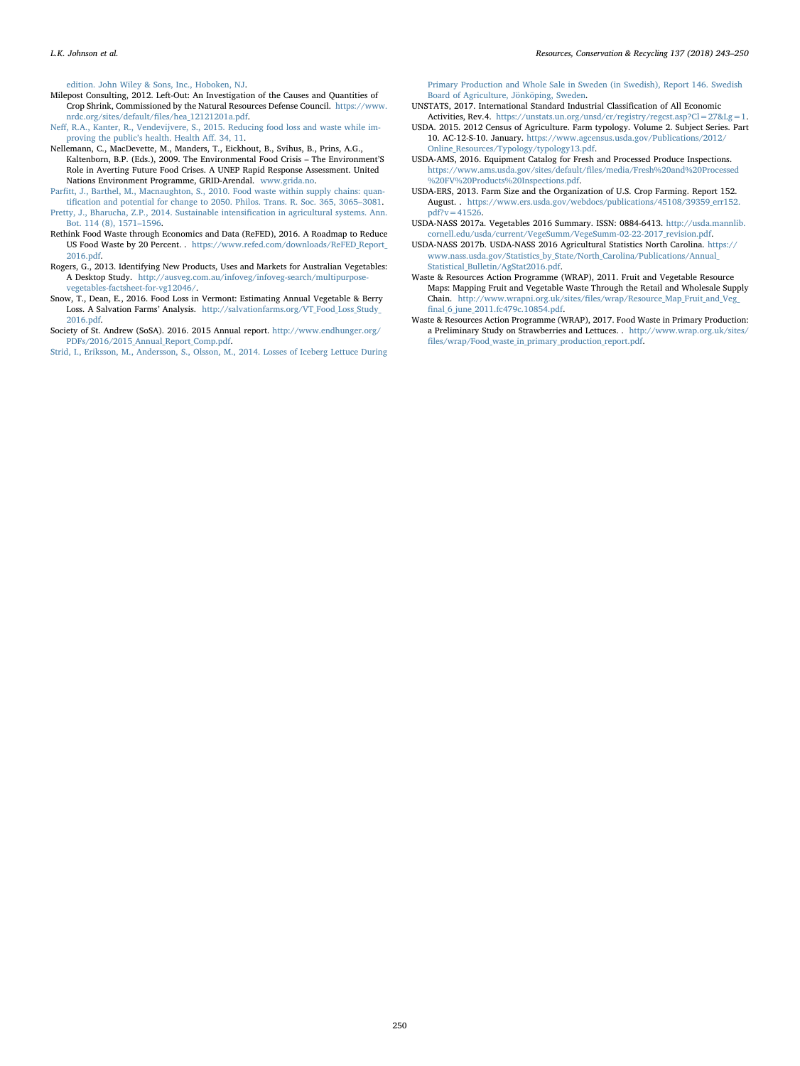edition. John Wiley & Sons, Inc., Hoboken, NJ.

Milepost Consulting, 2012. Left-Out: An Investigation of the Causes and Quantities of Crop Shrink, Commissioned by the Natural Resources Defense Council. https://www.nrdc.org/sites/default/files/hea_12121201a.pdf.

Neff, R.A., Kanter, R., Vendevijvere, S., 2015. Reducing food loss and waste while improving the public's health. Health Aff. 34, 11.

Nellemann, C., MacDevette, M., Manders, T., Eickhout, B., Svihus, B., Prins, A.G., Kaltenborn, B.P. (Eds.), 2009. The Environmental Food Crisis – The Environment'S Role in Averting Future Food Crises. A UNEP Rapid Response Assessment. United Nations Environment Programme, GRID-Arendal. www.grida.no.

Parfitt, J., Barthel, M., Macnaughton, S., 2010. Food waste within supply chains: quantification and potential for change to 2050. Philos. Trans. R. Soc. 365, 3065–3081.

Pretty, J., Bharucha, Z.P., 2014. Sustainable intensification in agricultural systems. Ann. Bot. 114 (8), 1571–1596.

Rethink Food Waste through Economics and Data (ReFED), 2016. A Roadmap to Reduce US Food Waste by 20 Percent. . https://www.refed.com/downloads/ReFED_Report_2016.pdf.

Rogers, G., 2013. Identifying New Products, Uses and Markets for Australian Vegetables: A Desktop Study. http://ausveg.com.au/infoveg/infoveg-search/multipurpose-vegetables-factsheet-for-vg12046/.

Snow, T., Dean, E., 2016. Food Loss in Vermont: Estimating Annual Vegetable & Berry Loss. A Salvation Farms' Analysis. http://salvationfarms.org/VT_Food_Loss_Study_2016.pdf.

Society of St. Andrew (SoSA). 2016. 2015 Annual report. http://www.endhunger.org/PDFs/2016/2015_Annual_Report_Comp.pdf.

Strid, I., Eriksson, M., Andersson, S., Olsson, M., 2014. Losses of Iceberg Lettuce During Primary Production and Whole Sale in Sweden (in Swedish), Report 146. Swedish Board of Agriculture, Jönköping, Sweden.

UNSTATS, 2017. International Standard Industrial Classification of All Economic Activities, Rev.4. https://unstats.un.org/unsd/cr/registry/regcst.asp?Cl=27&Lg=1.

USDA. 2015. 2012 Census of Agriculture. Farm typology. Volume 2. Subject Series. Part 10. AC-12-S-10. January. https://www.agcensus.usda.gov/Publications/2012/Online_Resources/Typology/typology13.pdf.

USDA-AMS, 2016. Equipment Catalog for Fresh and Processed Produce Inspections. https://www.ams.usda.gov/sites/default/files/media/Fresh%20and%20Processed%20FV%20Products%20Inspections.pdf.

USDA-ERS, 2013. Farm Size and the Organization of U.S. Crop Farming. Report 152. August. . https://www.ers.usda.gov/webdocs/publications/45108/39359_err152.pdf?v=41526.

USDA-NASS 2017a. Vegetables 2016 Summary. ISSN: 0884-6413. http://usda.mannlib.cornell.edu/usda/current/VegeSumm/VegeSumm-02-22-2017_revision.pdf.

USDA-NASS 2017b. USDA-NASS 2016 Agricultural Statistics North Carolina. https://www.nass.usda.gov/Statistics_by_State/North_Carolina/Publications/Annual_Statistical_Bulletin/AgStat2016.pdf.

Waste & Resources Action Programme (WRAP), 2011. Fruit and Vegetable Resource Maps: Mapping Fruit and Vegetable Waste Through the Retail and Wholesale Supply Chain. http://www.wrapni.org.uk/sites/files/wrap/Resource_Map_Fruit_and_Veg_final_6_june_2011.fc479c.10854.pdf.

Waste & Resources Action Programme (WRAP), 2017. Food Waste in Primary Production: a Preliminary Study on Strawberries and Lettuces. . http://www.wrap.org.uk/sites/files/wrap/Food_waste_in_primary_production_report.pdf.